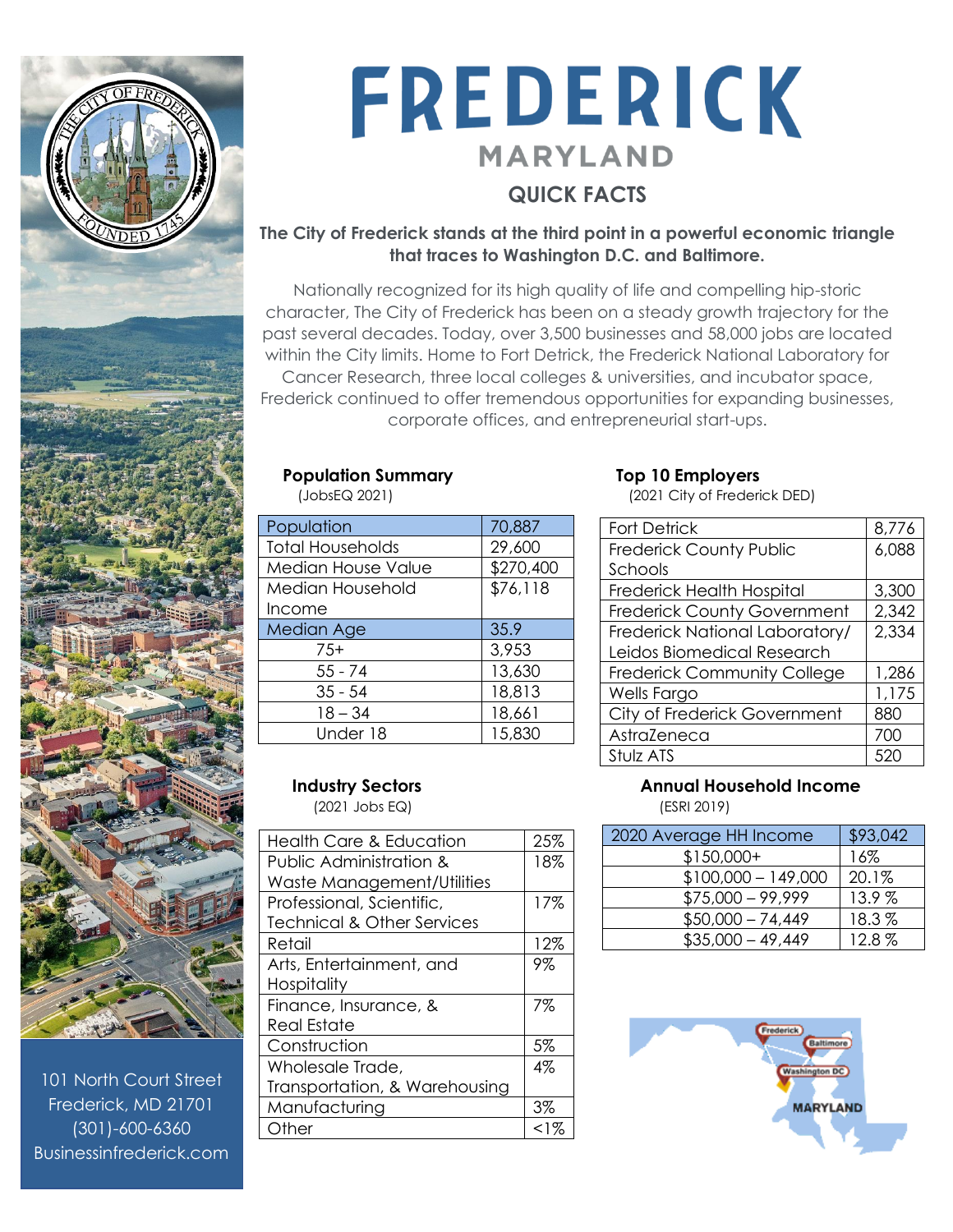# FREDERICK

## MARYLAND

## QUICK FACTS

**The City of Frederick stands at the third point in a powerful economic triangle that traces to Washington D.C. and Baltimore.**

Nationally recognized for its high quality of life and compelling hip-storic character, The City of Frederick has been on a steady growth trajectory for the past several decades. Today, over 3,500 businesses and 58,000 jobs are located within the City limits. Home to Fort Detrick, the Frederick National Laboratory for Cancer Research, three local colleges & universities, and incubator space, Frederick continued to offer tremendous opportunities for expanding businesses, corporate offices, and entrepreneurial start-ups.

### Population Summary
(JobsEQ 2021)

| Population | 70,887 |
|---|---|
| Total Households | 29,600 |
| Median House Value | $270,400 |
| Median Household Income | $76,118 |
| Median Age | 35.9 |
| 75+ | 3,953 |
| 55 - 74 | 13,630 |
| 35 - 54 | 18,813 |
| 18 – 34 | 18,661 |
| Under 18 | 15,830 |

### Top 10 Employers
(2021 City of Frederick DED)

| Fort Detrick | 8,776 |
|---|---|
| Frederick County Public Schools | 6,088 |
| Frederick Health Hospital | 3,300 |
| Frederick County Government | 2,342 |
| Frederick National Laboratory/ Leidos Biomedical Research | 2,334 |
| Frederick Community College | 1,286 |
| Wells Fargo | 1,175 |
| City of Frederick Government | 880 |
| AstraZeneca | 700 |
| Stulz ATS | 520 |

### Industry Sectors
(2021 Jobs EQ)

| Health Care & Education | 25% |
|---|---|
| Public Administration & Waste Management/Utilities | 18% |
| Professional, Scientific, Technical & Other Services | 17% |
| Retail | 12% |
| Arts, Entertainment, and Hospitality | 9% |
| Finance, Insurance, & Real Estate | 7% |
| Construction | 5% |
| Wholesale Trade, Transportation, & Warehousing | 4% |
| Manufacturing | 3% |
| Other | <1% |

### Annual Household Income
(ESRI 2019)

| 2020 Average HH Income | $93,042 |
|---|---|
| $150,000+ | 16% |
| $100,000 – 149,000 | 20.1% |
| $75,000 – 99,999 | 13.9 % |
| $50,000 – 74,449 | 18.3 % |
| $35,000 – 49,449 | 12.8 % |

101 North Court Street
Frederick, MD 21701
(301)-600-6360
Businessinfrederick.com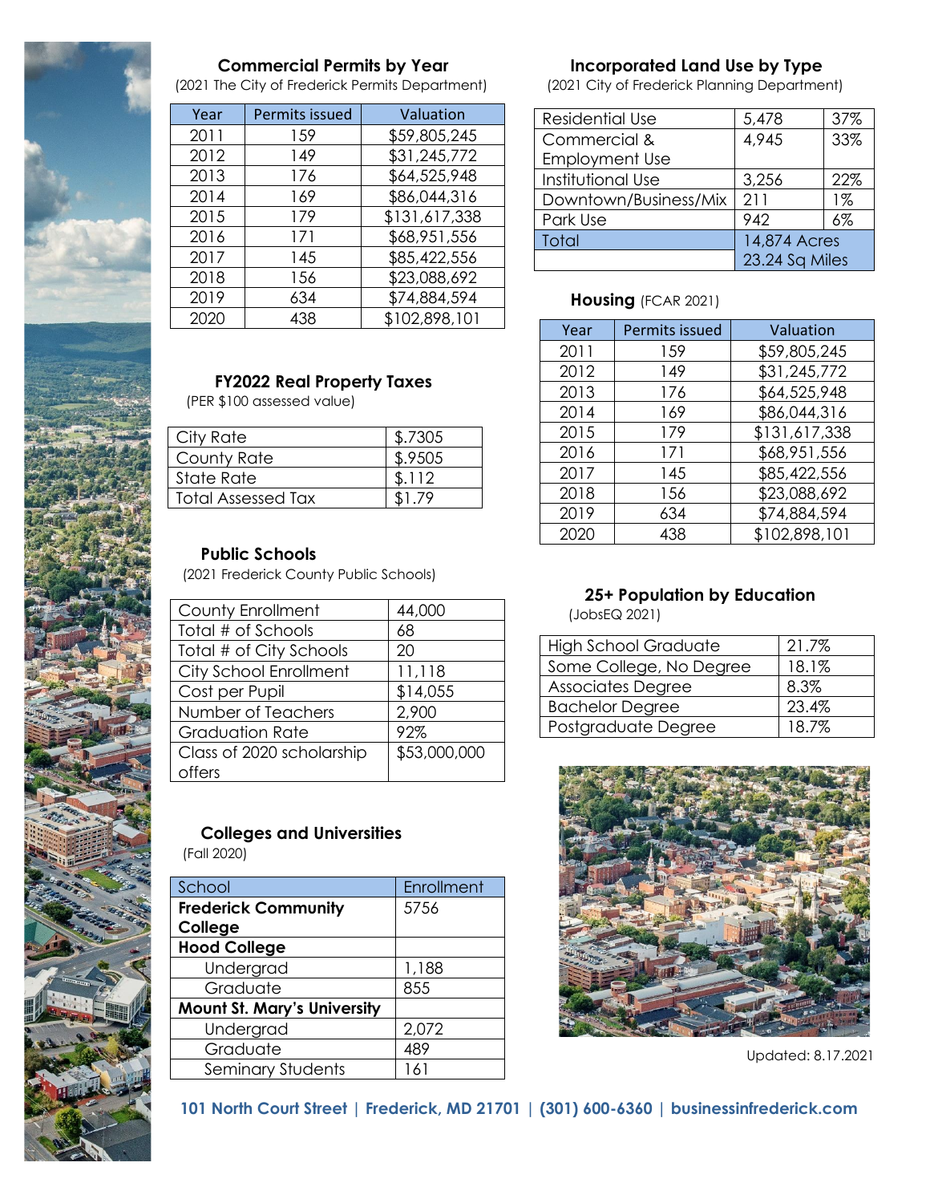### Commercial Permits by Year

(2021 The City of Frederick Permits Department)

| Year | Permits issued | Valuation |
|---|---|---|
| 2011 | 159 | $59,805,245 |
| 2012 | 149 | $31,245,772 |
| 2013 | 176 | $64,525,948 |
| 2014 | 169 | $86,044,316 |
| 2015 | 179 | $131,617,338 |
| 2016 | 171 | $68,951,556 |
| 2017 | 145 | $85,422,556 |
| 2018 | 156 | $23,088,692 |
| 2019 | 634 | $74,884,594 |
| 2020 | 438 | $102,898,101 |

### FY2022 Real Property Taxes

(PER $100 assessed value)

| | |
|---|---|
| City Rate | $.7305 |
| County Rate | $.9505 |
| State Rate | $.112 |
| Total Assessed Tax | $1.79 |

### Public Schools

(2021 Frederick County Public Schools)

| | |
|---|---|
| County Enrollment | 44,000 |
| Total # of Schools | 68 |
| Total # of City Schools | 20 |
| City School Enrollment | 11,118 |
| Cost per Pupil | $14,055 |
| Number of Teachers | 2,900 |
| Graduation Rate | 92% |
| Class of 2020 scholarship offers | $53,000,000 |

### Colleges and Universities

(Fall 2020)

| School | Enrollment |
|---|---|
| **Frederick Community College** | 5756 |
| **Hood College** | |
| Undergrad | 1,188 |
| Graduate | 855 |
| **Mount St. Mary's University** | |
| Undergrad | 2,072 |
| Graduate | 489 |
| Seminary Students | 161 |

### Incorporated Land Use by Type

(2021 City of Frederick Planning Department)

| | | |
|---|---|---|
| Residential Use | 5,478 | 37% |
| Commercial & Employment Use | 4,945 | 33% |
| Institutional Use | 3,256 | 22% |
| Downtown/Business/Mix | 211 | 1% |
| Park Use | 942 | 6% |
| Total | 14,874 Acres | |
| | 23.24 Sq Miles | |

### Housing (FCAR 2021)

| Year | Permits issued | Valuation |
|---|---|---|
| 2011 | 159 | $59,805,245 |
| 2012 | 149 | $31,245,772 |
| 2013 | 176 | $64,525,948 |
| 2014 | 169 | $86,044,316 |
| 2015 | 179 | $131,617,338 |
| 2016 | 171 | $68,951,556 |
| 2017 | 145 | $85,422,556 |
| 2018 | 156 | $23,088,692 |
| 2019 | 634 | $74,884,594 |
| 2020 | 438 | $102,898,101 |

### 25+ Population by Education

(JobsEQ 2021)

| | |
|---|---|
| High School Graduate | 21.7% |
| Some College, No Degree | 18.1% |
| Associates Degree | 8.3% |
| Bachelor Degree | 23.4% |
| Postgraduate Degree | 18.7% |

Updated: 8.17.2021

**101 North Court Street | Frederick, MD 21701 | (301) 600-6360 | businessinfrederick.com**